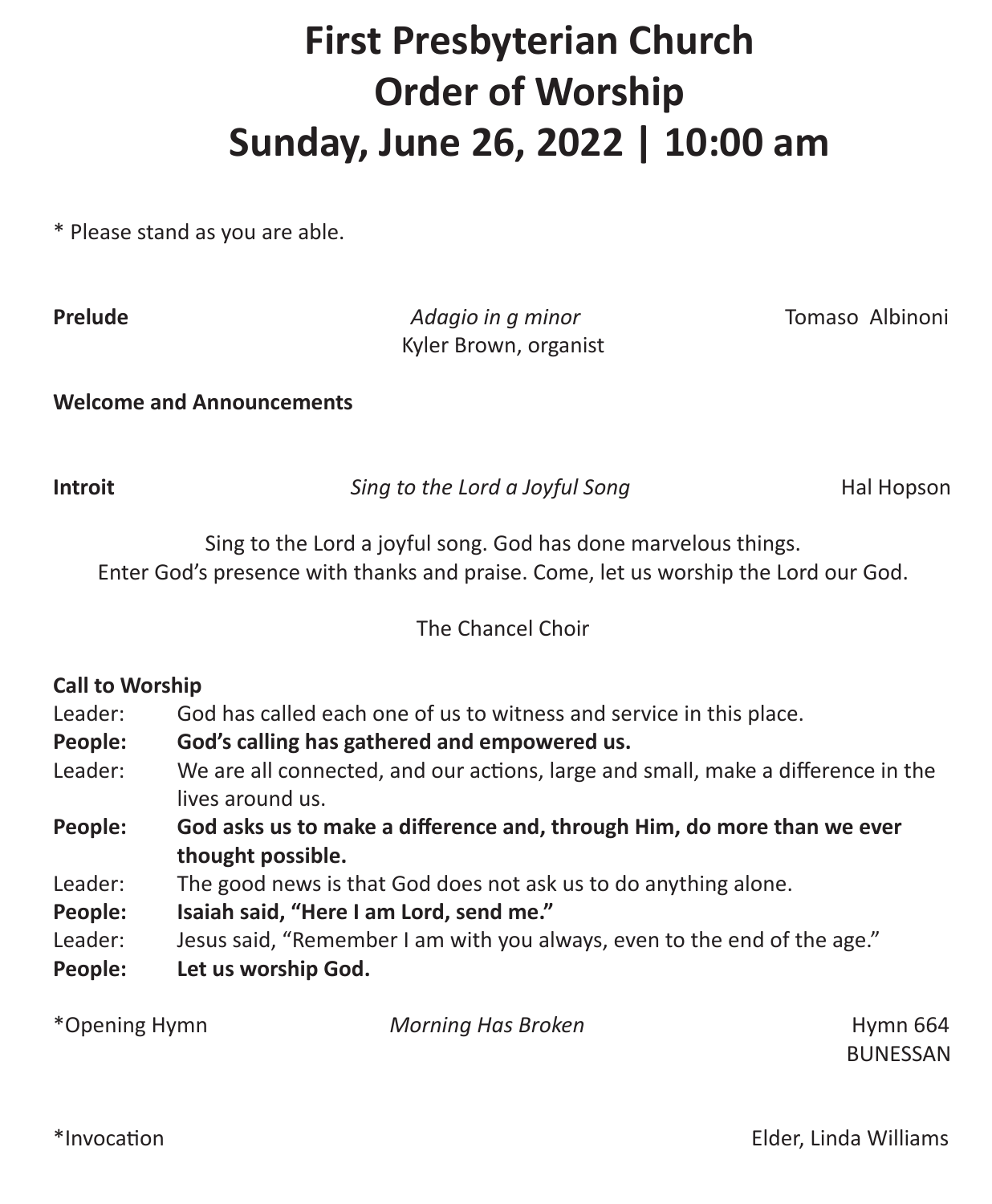# First Presbyterian Church
# Order of Worship
# Sunday, June 26, 2022 | 10:00 am

* Please stand as you are able.

**Prelude** *Adagio in g minor* Tomaso Albinoni
Kyler Brown, organist

**Welcome and Announcements**

**Introit** *Sing to the Lord a Joyful Song* Hal Hopson

Sing to the Lord a joyful song. God has done marvelous things.
Enter God's presence with thanks and praise. Come, let us worship the Lord our God.

The Chancel Choir

**Call to Worship**

Leader: God has called each one of us to witness and service in this place.
**People: God's calling has gathered and empowered us.**
Leader: We are all connected, and our actions, large and small, make a difference in the lives around us.
**People: God asks us to make a difference and, through Him, do more than we ever thought possible.**
Leader: The good news is that God does not ask us to do anything alone.
**People: Isaiah said, "Here I am Lord, send me."**
Leader: Jesus said, "Remember I am with you always, even to the end of the age."
**People: Let us worship God.**

*Opening Hymn *Morning Has Broken* Hymn 664
BUNESSAN

*Invocation Elder, Linda Williams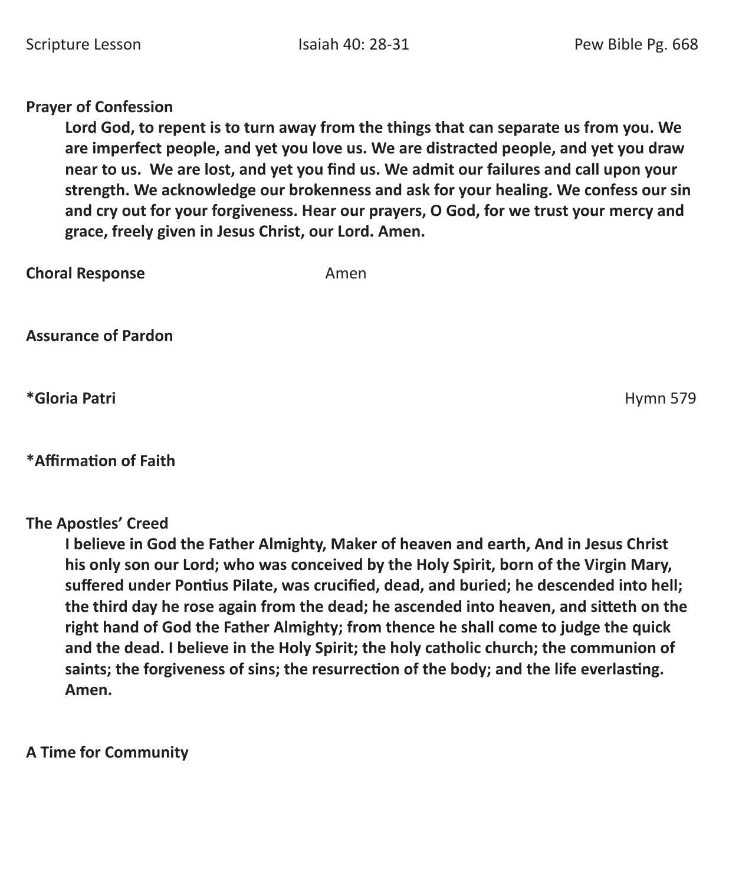Scripture Lesson | Isaiah 40: 28-31 | Pew Bible Pg. 668

**Prayer of Confession**

**Lord God, to repent is to turn away from the things that can separate us from you. We are imperfect people, and yet you love us. We are distracted people, and yet you draw near to us. We are lost, and yet you find us. We admit our failures and call upon your strength. We acknowledge our brokenness and ask for your healing. We confess our sin and cry out for your forgiveness. Hear our prayers, O God, for we trust your mercy and grace, freely given in Jesus Christ, our Lord. Amen.**

**Choral Response** Amen

**Assurance of Pardon**

**\*Gloria Patri** Hymn 579

**\*Affirmation of Faith**

**The Apostles' Creed**

**I believe in God the Father Almighty, Maker of heaven and earth, And in Jesus Christ his only son our Lord; who was conceived by the Holy Spirit, born of the Virgin Mary, suffered under Pontius Pilate, was crucified, dead, and buried; he descended into hell; the third day he rose again from the dead; he ascended into heaven, and sitteth on the right hand of God the Father Almighty; from thence he shall come to judge the quick and the dead. I believe in the Holy Spirit; the holy catholic church; the communion of saints; the forgiveness of sins; the resurrection of the body; and the life everlasting. Amen.**

**A Time for Community**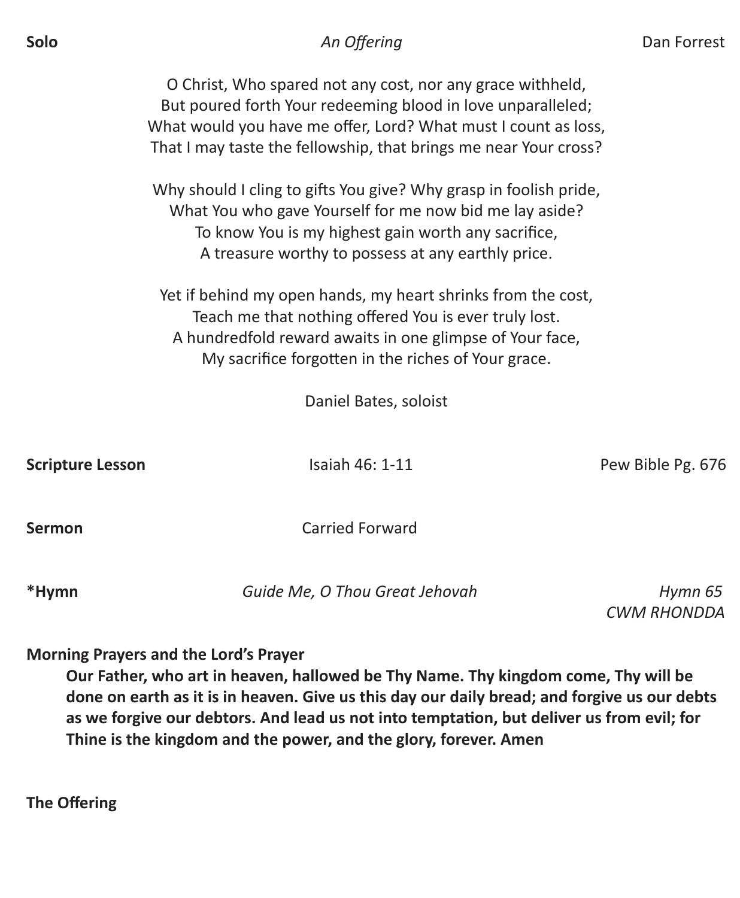**Solo** *An Offering* Dan Forrest

O Christ, Who spared not any cost, nor any grace withheld,
But poured forth Your redeeming blood in love unparalleled;
What would you have me offer, Lord? What must I count as loss,
That I may taste the fellowship, that brings me near Your cross?

Why should I cling to gifts You give? Why grasp in foolish pride,
What You who gave Yourself for me now bid me lay aside?
To know You is my highest gain worth any sacrifice,
A treasure worthy to possess at any earthly price.

Yet if behind my open hands, my heart shrinks from the cost,
Teach me that nothing offered You is ever truly lost.
A hundredfold reward awaits in one glimpse of Your face,
My sacrifice forgotten in the riches of Your grace.

Daniel Bates, soloist

**Scripture Lesson** Isaiah 46: 1-11 Pew Bible Pg. 676

**Sermon** Carried Forward

**\*Hymn** *Guide Me, O Thou Great Jehovah* *Hymn 65*
*CWM RHONDDA*

**Morning Prayers and the Lord's Prayer**

**Our Father, who art in heaven, hallowed be Thy Name. Thy kingdom come, Thy will be done on earth as it is in heaven. Give us this day our daily bread; and forgive us our debts as we forgive our debtors. And lead us not into temptation, but deliver us from evil; for Thine is the kingdom and the power, and the glory, forever. Amen**

**The Offering**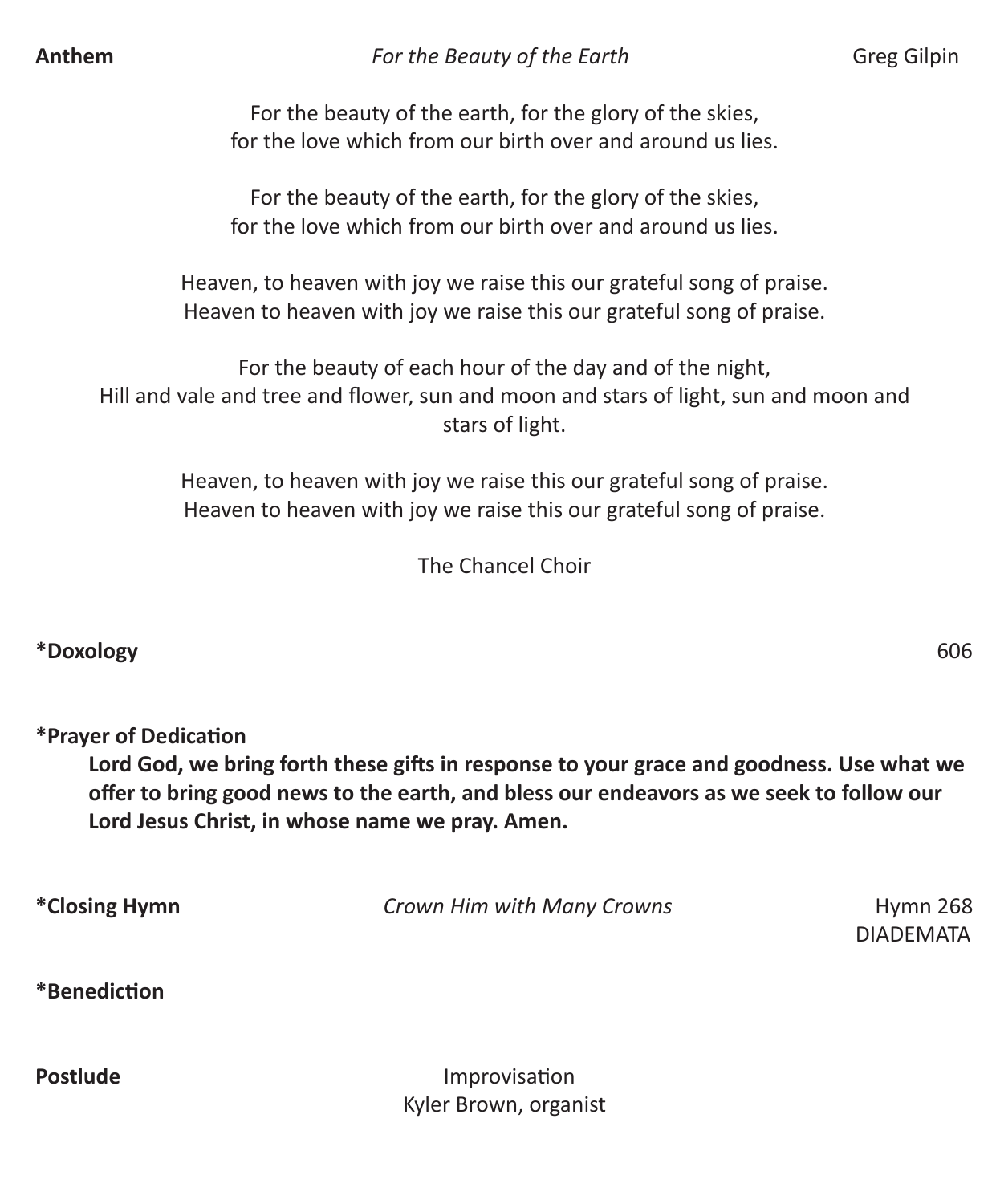**Anthem** *For the Beauty of the Earth* Greg Gilpin

For the beauty of the earth, for the glory of the skies,
for the love which from our birth over and around us lies.

For the beauty of the earth, for the glory of the skies,
for the love which from our birth over and around us lies.

Heaven, to heaven with joy we raise this our grateful song of praise.
Heaven to heaven with joy we raise this our grateful song of praise.

For the beauty of each hour of the day and of the night,
Hill and vale and tree and flower, sun and moon and stars of light, sun and moon and stars of light.

Heaven, to heaven with joy we raise this our grateful song of praise.
Heaven to heaven with joy we raise this our grateful song of praise.

The Chancel Choir

**\*Doxology** 606

**\*Prayer of Dedication**

**Lord God, we bring forth these gifts in response to your grace and goodness. Use what we offer to bring good news to the earth, and bless our endeavors as we seek to follow our Lord Jesus Christ, in whose name we pray. Amen.**

**\*Closing Hymn** *Crown Him with Many Crowns* Hymn 268
DIADEMATA

**\*Benediction**

**Postlude** Improvisation
Kyler Brown, organist